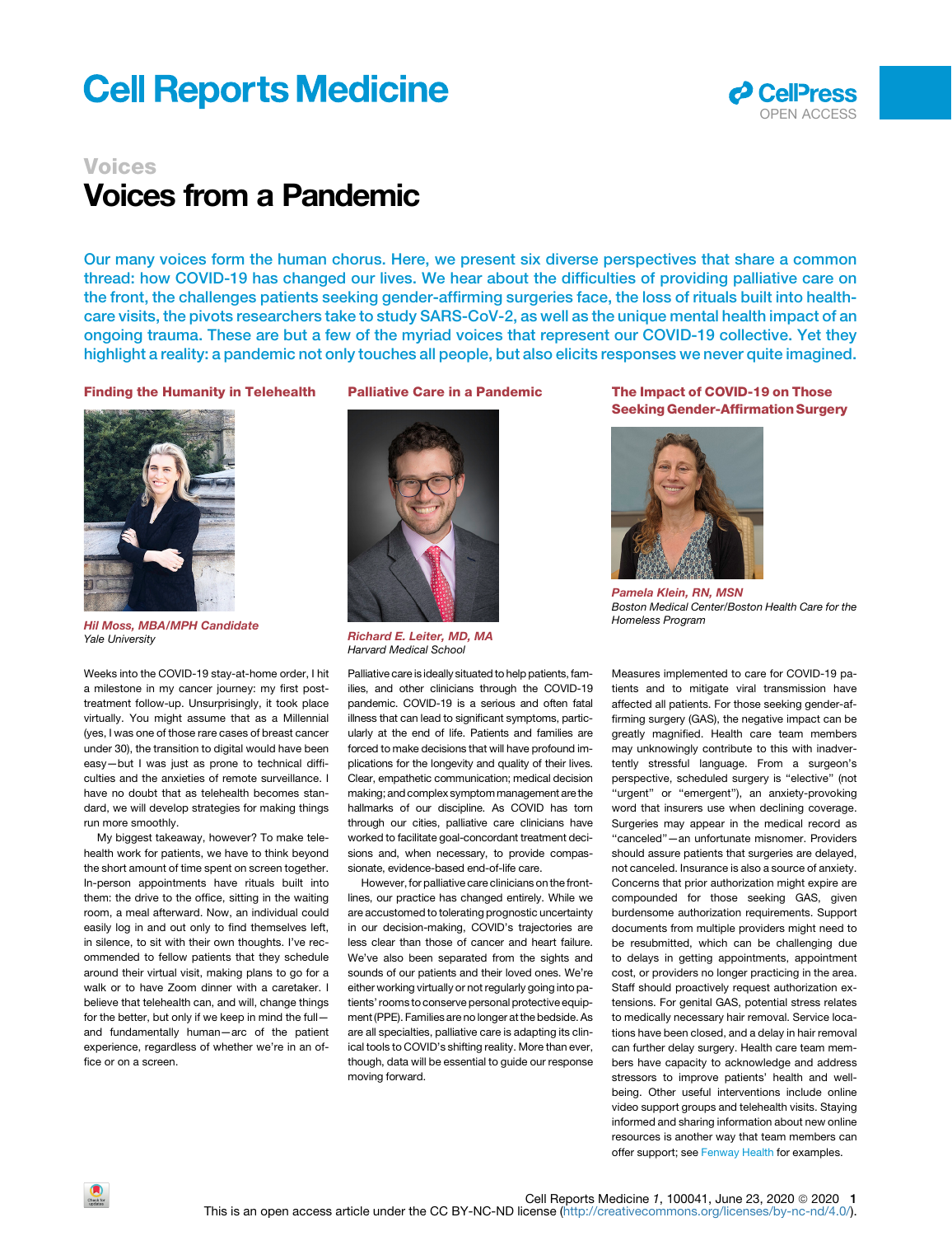Voices

# Voices from a Pandemic

Our many voices form the human chorus. Here, we present six diverse perspectives that share a common thread: how COVID-19 has changed our lives. We hear about the difficulties of providing palliative care on the front, the challenges patients seeking gender-affirming surgeries face, the loss of rituals built into health-care visits, the pivots researchers take to study SARS-CoV-2, as well as the unique mental health impact of an ongoing trauma. These are but a few of the myriad voices that represent our COVID-19 collective. Yet they highlight a reality: a pandemic not only touches all people, but also elicits responses we never quite imagined.

## Finding the Humanity in Telehealth

**Hil Moss, MBA/MPH Candidate**
*Yale University*

Weeks into the COVID-19 stay-at-home order, I hit a milestone in my cancer journey: my first post-treatment follow-up. Unsurprisingly, it took place virtually. You might assume that as a Millennial (yes, I was one of those rare cases of breast cancer under 30), the transition to digital would have been easy—but I was just as prone to technical difficulties and the anxieties of remote surveillance. I have no doubt that as telehealth becomes standard, we will develop strategies for making things run more smoothly.

My biggest takeaway, however? To make telehealth work for patients, we have to think beyond the short amount of time spent on screen together. In-person appointments have rituals built into them: the drive to the office, sitting in the waiting room, a meal afterward. Now, an individual could easily log in and out only to find themselves left, in silence, to sit with their own thoughts. I've recommended to fellow patients that they schedule around their virtual visit, making plans to go for a walk or to have Zoom dinner with a caretaker. I believe that telehealth can, and will, change things for the better, but only if we keep in mind the full—and fundamentally human—arc of the patient experience, regardless of whether we're in an office or on a screen.

## Palliative Care in a Pandemic

**Richard E. Leiter, MD, MA**
*Harvard Medical School*

Palliative care is ideally situated to help patients, families, and other clinicians through the COVID-19 pandemic. COVID-19 is a serious and often fatal illness that can lead to significant symptoms, particularly at the end of life. Patients and families are forced to make decisions that will have profound implications for the longevity and quality of their lives. Clear, empathetic communication; medical decision making; and complex symptom management are the hallmarks of our discipline. As COVID has torn through our cities, palliative care clinicians have worked to facilitate goal-concordant treatment decisions and, when necessary, to provide compassionate, evidence-based end-of-life care.

However, for palliative care clinicians on the frontlines, our practice has changed entirely. While we are accustomed to tolerating prognostic uncertainty in our decision-making, COVID's trajectories are less clear than those of cancer and heart failure. We've also been separated from the sights and sounds of our patients and their loved ones. We're either working virtually or not regularly going into patients' rooms to conserve personal protective equipment (PPE). Families are no longer at the bedside. As are all specialties, palliative care is adapting its clinical tools to COVID's shifting reality. More than ever, though, data will be essential to guide our response moving forward.

## The Impact of COVID-19 on Those Seeking Gender-Affirmation Surgery

**Pamela Klein, RN, MSN**
*Boston Medical Center/Boston Health Care for the Homeless Program*

Measures implemented to care for COVID-19 patients and to mitigate viral transmission have affected all patients. For those seeking gender-affirming surgery (GAS), the negative impact can be greatly magnified. Health care team members may unknowingly contribute to this with inadvertently stressful language. From a surgeon's perspective, scheduled surgery is "elective" (not "urgent" or "emergent"), an anxiety-provoking word that insurers use when declining coverage. Surgeries may appear in the medical record as "canceled"—an unfortunate misnomer. Providers should assure patients that surgeries are delayed, not canceled. Insurance is also a source of anxiety. Concerns that prior authorization might expire are compounded for those seeking GAS, given burdensome authorization requirements. Support documents from multiple providers might need to be resubmitted, which can be challenging due to delays in getting appointments, appointment cost, or providers no longer practicing in the area. Staff should proactively request authorization extensions. For genital GAS, potential stress relates to medically necessary hair removal. Service locations have been closed, and a delay in hair removal can further delay surgery. Health care team members have capacity to acknowledge and address stressors to improve patients' health and well-being. Other useful interventions include online video support groups and telehealth visits. Staying informed and sharing information about new online resources is another way that team members can offer support; see Fenway Health for examples.

This is an open access article under the CC BY-NC-ND license (http://creativecommons.org/licenses/by-nc-nd/4.0/).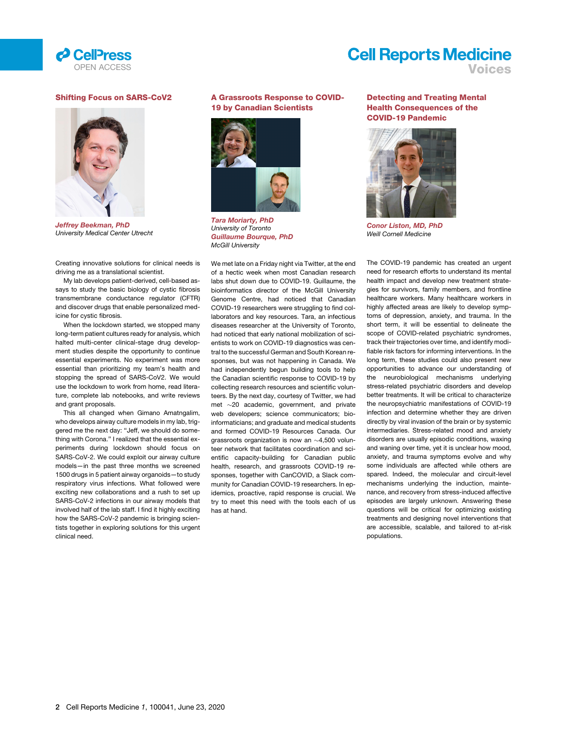## Shifting Focus on SARS-CoV2

***Jeffrey Beekman, PhD***
*University Medical Center Utrecht*

Creating innovative solutions for clinical needs is driving me as a translational scientist.

My lab develops patient-derived, cell-based assays to study the basic biology of cystic fibrosis transmembrane conductance regulator (CFTR) and discover drugs that enable personalized medicine for cystic fibrosis.

When the lockdown started, we stopped many long-term patient cultures ready for analysis, which halted multi-center clinical-stage drug development studies despite the opportunity to continue essential experiments. No experiment was more essential than prioritizing my team's health and stopping the spread of SARS-CoV2. We would use the lockdown to work from home, read literature, complete lab notebooks, and write reviews and grant proposals.

This all changed when Gimano Amatngalim, who develops airway culture models in my lab, triggered me the next day: "Jeff, we should do something with Corona." I realized that the essential experiments during lockdown should focus on SARS-CoV-2. We could exploit our airway culture models—in the past three months we screened 1500 drugs in 5 patient airway organoids—to study respiratory virus infections. What followed were exciting new collaborations and a rush to set up SARS-CoV-2 infections in our airway models that involved half of the lab staff. I find it highly exciting how the SARS-CoV-2 pandemic is bringing scientists together in exploring solutions for this urgent clinical need.

## A Grassroots Response to COVID-19 by Canadian Scientists

***Tara Moriarty, PhD***
*University of Toronto*
***Guillaume Bourque, PhD***
*McGill University*

We met late on a Friday night via Twitter, at the end of a hectic week when most Canadian research labs shut down due to COVID-19. Guillaume, the bioinformatics director of the McGill University Genome Centre, had noticed that Canadian COVID-19 researchers were struggling to find collaborators and key resources. Tara, an infectious diseases researcher at the University of Toronto, had noticed that early national mobilization of scientists to work on COVID-19 diagnostics was central to the successful German and South Korean responses, but was not happening in Canada. We had independently begun building tools to help the Canadian scientific response to COVID-19 by collecting research resources and scientific volunteers. By the next day, courtesy of Twitter, we had met ~20 academic, government, and private web developers; science communicators; bioinformaticians; and graduate and medical students and formed COVID-19 Resources Canada. Our grassroots organization is now an ~4,500 volunteer network that facilitates coordination and scientific capacity-building for Canadian public health, research, and grassroots COVID-19 responses, together with CanCOVID, a Slack community for Canadian COVID-19 researchers. In epidemics, proactive, rapid response is crucial. We try to meet this need with the tools each of us has at hand.

## Detecting and Treating Mental Health Consequences of the COVID-19 Pandemic

***Conor Liston, MD, PhD***
*Weill Cornell Medicine*

The COVID-19 pandemic has created an urgent need for research efforts to understand its mental health impact and develop new treatment strategies for survivors, family members, and frontline healthcare workers. Many healthcare workers in highly affected areas are likely to develop symptoms of depression, anxiety, and trauma. In the short term, it will be essential to delineate the scope of COVID-related psychiatric syndromes, track their trajectories over time, and identify modifiable risk factors for informing interventions. In the long term, these studies could also present new opportunities to advance our understanding of the neurobiological mechanisms underlying stress-related psychiatric disorders and develop better treatments. It will be critical to characterize the neuropsychiatric manifestations of COVID-19 infection and determine whether they are driven directly by viral invasion of the brain or by systemic intermediaries. Stress-related mood and anxiety disorders are usually episodic conditions, waxing and waning over time, yet it is unclear how mood, anxiety, and trauma symptoms evolve and why some individuals are affected while others are spared. Indeed, the molecular and circuit-level mechanisms underlying the induction, maintenance, and recovery from stress-induced affective episodes are largely unknown. Answering these questions will be critical for optimizing existing treatments and designing novel interventions that are accessible, scalable, and tailored to at-risk populations.